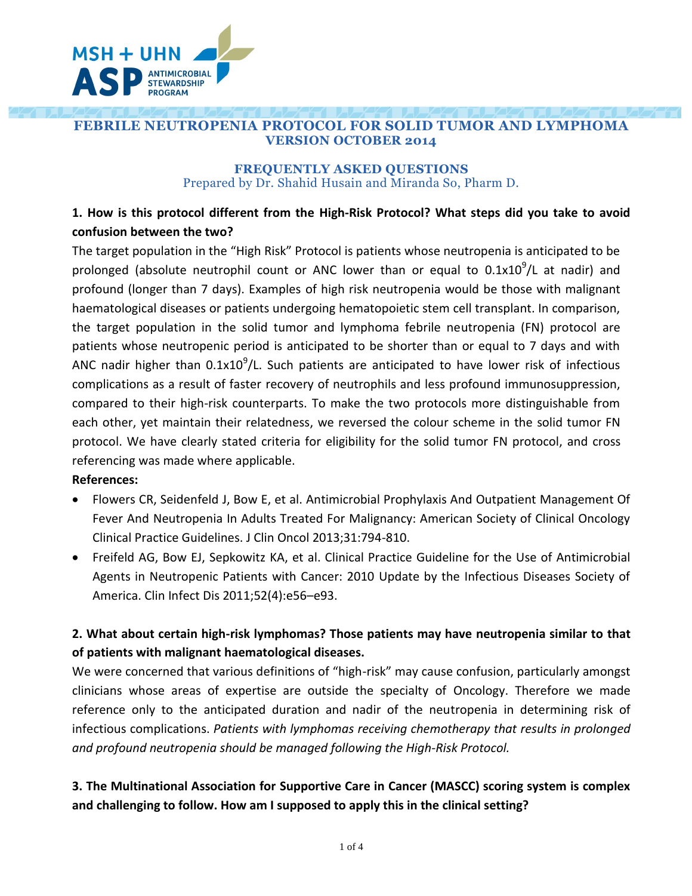# FEBRILE NEUTROPENIA PROTOCOL FOR SOLID TUMOR AND LYMPHOMA
## VERSION OCTOBER 2014

### FREQUENTLY ASKED QUESTIONS
Prepared by Dr. Shahid Husain and Miranda So, Pharm D.

**1. How is this protocol different from the High-Risk Protocol? What steps did you take to avoid confusion between the two?**

The target population in the "High Risk" Protocol is patients whose neutropenia is anticipated to be prolonged (absolute neutrophil count or ANC lower than or equal to $0.1x10^9$/L at nadir) and profound (longer than 7 days). Examples of high risk neutropenia would be those with malignant haematological diseases or patients undergoing hematopoietic stem cell transplant. In comparison, the target population in the solid tumor and lymphoma febrile neutropenia (FN) protocol are patients whose neutropenic period is anticipated to be shorter than or equal to 7 days and with ANC nadir higher than $0.1x10^9$/L. Such patients are anticipated to have lower risk of infectious complications as a result of faster recovery of neutrophils and less profound immunosuppression, compared to their high-risk counterparts. To make the two protocols more distinguishable from each other, yet maintain their relatedness, we reversed the colour scheme in the solid tumor FN protocol. We have clearly stated criteria for eligibility for the solid tumor FN protocol, and cross referencing was made where applicable.

**References:**

- Flowers CR, Seidenfeld J, Bow E, et al. Antimicrobial Prophylaxis And Outpatient Management Of Fever And Neutropenia In Adults Treated For Malignancy: American Society of Clinical Oncology Clinical Practice Guidelines. J Clin Oncol 2013;31:794-810.
- Freifeld AG, Bow EJ, Sepkowitz KA, et al. Clinical Practice Guideline for the Use of Antimicrobial Agents in Neutropenic Patients with Cancer: 2010 Update by the Infectious Diseases Society of America. Clin Infect Dis 2011;52(4):e56–e93.

**2. What about certain high-risk lymphomas? Those patients may have neutropenia similar to that of patients with malignant haematological diseases.**

We were concerned that various definitions of "high-risk" may cause confusion, particularly amongst clinicians whose areas of expertise are outside the specialty of Oncology. Therefore we made reference only to the anticipated duration and nadir of the neutropenia in determining risk of infectious complications. *Patients with lymphomas receiving chemotherapy that results in prolonged and profound neutropenia should be managed following the High-Risk Protocol.*

**3. The Multinational Association for Supportive Care in Cancer (MASCC) scoring system is complex and challenging to follow. How am I supposed to apply this in the clinical setting?**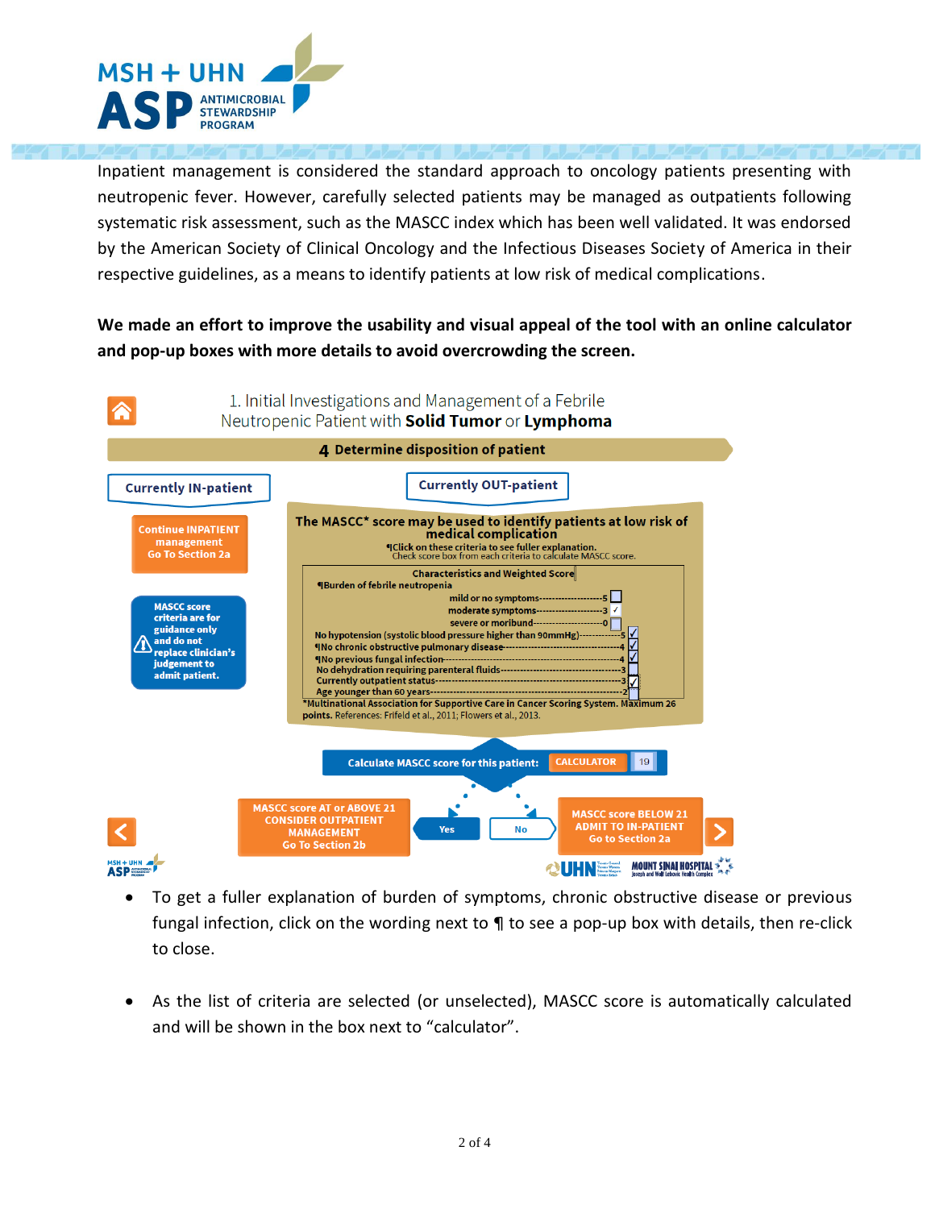Inpatient management is considered the standard approach to oncology patients presenting with neutropenic fever. However, carefully selected patients may be managed as outpatients following systematic risk assessment, such as the MASCC index which has been well validated. It was endorsed by the American Society of Clinical Oncology and the Infectious Diseases Society of America in their respective guidelines, as a means to identify patients at low risk of medical complications.

**We made an effort to improve the usability and visual appeal of the tool with an online calculator and pop-up boxes with more details to avoid overcrowding the screen.**

1. Initial Investigations and Management of a Febrile Neutropenic Patient with **Solid Tumor** or **Lymphoma**

**4 Determine disposition of patient**

**Currently IN-patient**

**Continue INPATIENT management Go To Section 2a**

**MASCC score criteria are for guidance only and do not replace clinician's judgement to admit patient.**

**Currently OUT-patient**

**The MASCC* score may be used to identify patients at low risk of medical complication**

¶Click on these criteria to see fuller explanation.
Check score box from each criteria to calculate MASCC score.

| Characteristics and Weighted Score | | |
|---|---|---|
| ¶Burden of febrile neutropenia | | |
| mild or no symptoms | 5 | ☐ |
| moderate symptoms | 3 | ☑ |
| severe or moribund | 0 | ☐ |
| No hypotension (systolic blood pressure higher than 90mmHg) | 5 | ☑ |
| ¶No chronic obstructive pulmonary disease | 4 | ☑ |
| ¶No previous fungal infection | 4 | ☑ |
| No dehydration requiring parenteral fluids | 3 | ☐ |
| Currently outpatient status | 3 | ☑ |
| Age younger than 60 years | 2 | ☐ |

*Multinational Association for Supportive Care in Cancer Scoring System. Maximum 26 points. References: Frifeld et al., 2011; Flowers et al., 2013.

**Calculate MASCC score for this patient:** CALCULATOR 19

**MASCC score AT or ABOVE 21 CONSIDER OUTPATIENT MANAGEMENT Go To Section 2b** — Yes

No — **MASCC score BELOW 21 ADMIT TO IN-PATIENT Go to Section 2a**

- To get a fuller explanation of burden of symptoms, chronic obstructive disease or previous fungal infection, click on the wording next to ¶ to see a pop-up box with details, then re-click to close.
- As the list of criteria are selected (or unselected), MASCC score is automatically calculated and will be shown in the box next to "calculator".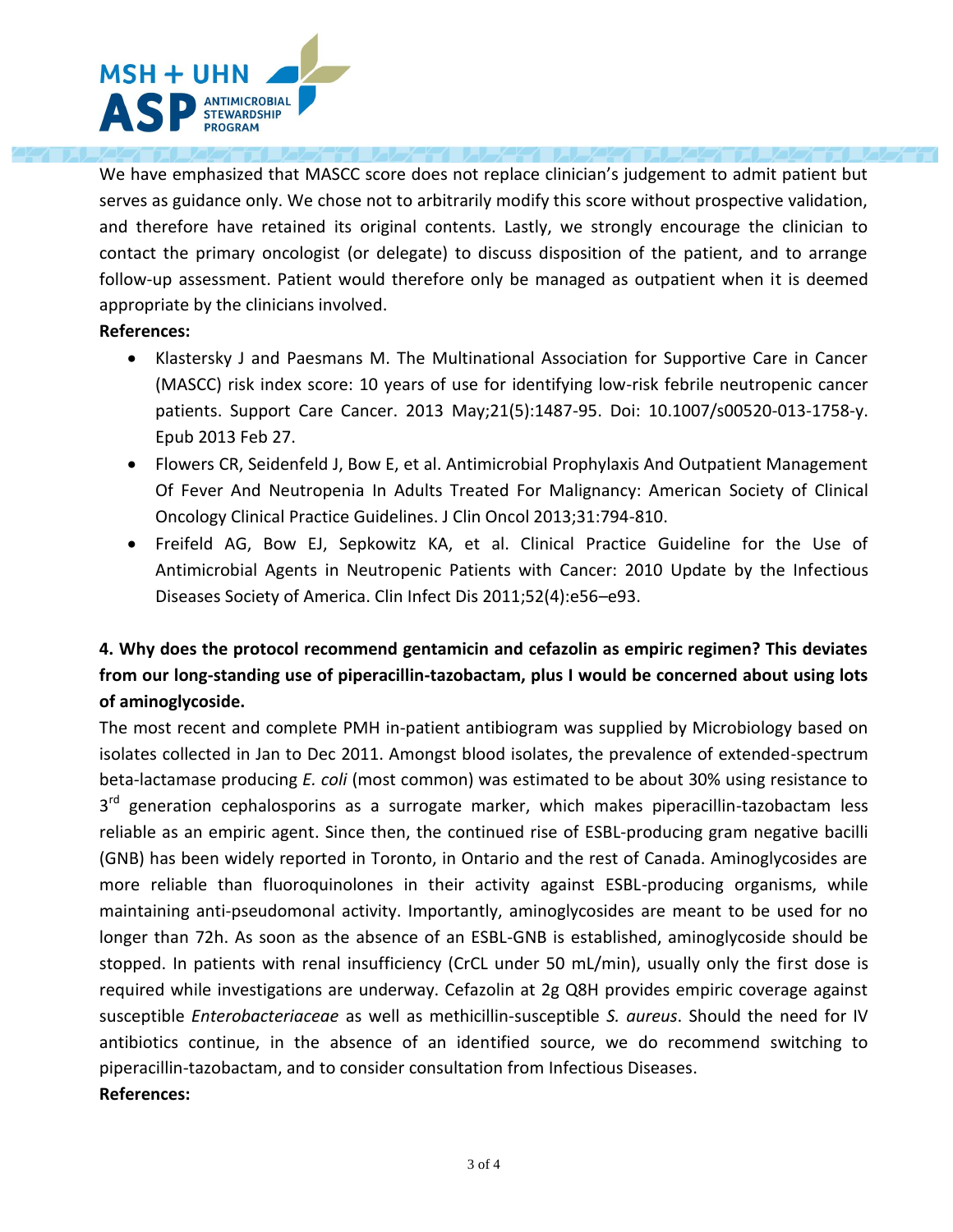We have emphasized that MASCC score does not replace clinician's judgement to admit patient but serves as guidance only. We chose not to arbitrarily modify this score without prospective validation, and therefore have retained its original contents. Lastly, we strongly encourage the clinician to contact the primary oncologist (or delegate) to discuss disposition of the patient, and to arrange follow-up assessment. Patient would therefore only be managed as outpatient when it is deemed appropriate by the clinicians involved.

**References:**

- Klastersky J and Paesmans M. The Multinational Association for Supportive Care in Cancer (MASCC) risk index score: 10 years of use for identifying low-risk febrile neutropenic cancer patients. Support Care Cancer. 2013 May;21(5):1487-95. Doi: 10.1007/s00520-013-1758-y. Epub 2013 Feb 27.
- Flowers CR, Seidenfeld J, Bow E, et al. Antimicrobial Prophylaxis And Outpatient Management Of Fever And Neutropenia In Adults Treated For Malignancy: American Society of Clinical Oncology Clinical Practice Guidelines. J Clin Oncol 2013;31:794-810.
- Freifeld AG, Bow EJ, Sepkowitz KA, et al. Clinical Practice Guideline for the Use of Antimicrobial Agents in Neutropenic Patients with Cancer: 2010 Update by the Infectious Diseases Society of America. Clin Infect Dis 2011;52(4):e56–e93.

**4. Why does the protocol recommend gentamicin and cefazolin as empiric regimen? This deviates from our long-standing use of piperacillin-tazobactam, plus I would be concerned about using lots of aminoglycoside.**

The most recent and complete PMH in-patient antibiogram was supplied by Microbiology based on isolates collected in Jan to Dec 2011. Amongst blood isolates, the prevalence of extended-spectrum beta-lactamase producing *E. coli* (most common) was estimated to be about 30% using resistance to 3rd generation cephalosporins as a surrogate marker, which makes piperacillin-tazobactam less reliable as an empiric agent. Since then, the continued rise of ESBL-producing gram negative bacilli (GNB) has been widely reported in Toronto, in Ontario and the rest of Canada. Aminoglycosides are more reliable than fluoroquinolones in their activity against ESBL-producing organisms, while maintaining anti-pseudomonal activity. Importantly, aminoglycosides are meant to be used for no longer than 72h. As soon as the absence of an ESBL-GNB is established, aminoglycoside should be stopped. In patients with renal insufficiency (CrCL under 50 mL/min), usually only the first dose is required while investigations are underway. Cefazolin at 2g Q8H provides empiric coverage against susceptible *Enterobacteriaceae* as well as methicillin-susceptible *S. aureus*. Should the need for IV antibiotics continue, in the absence of an identified source, we do recommend switching to piperacillin-tazobactam, and to consider consultation from Infectious Diseases.

**References:**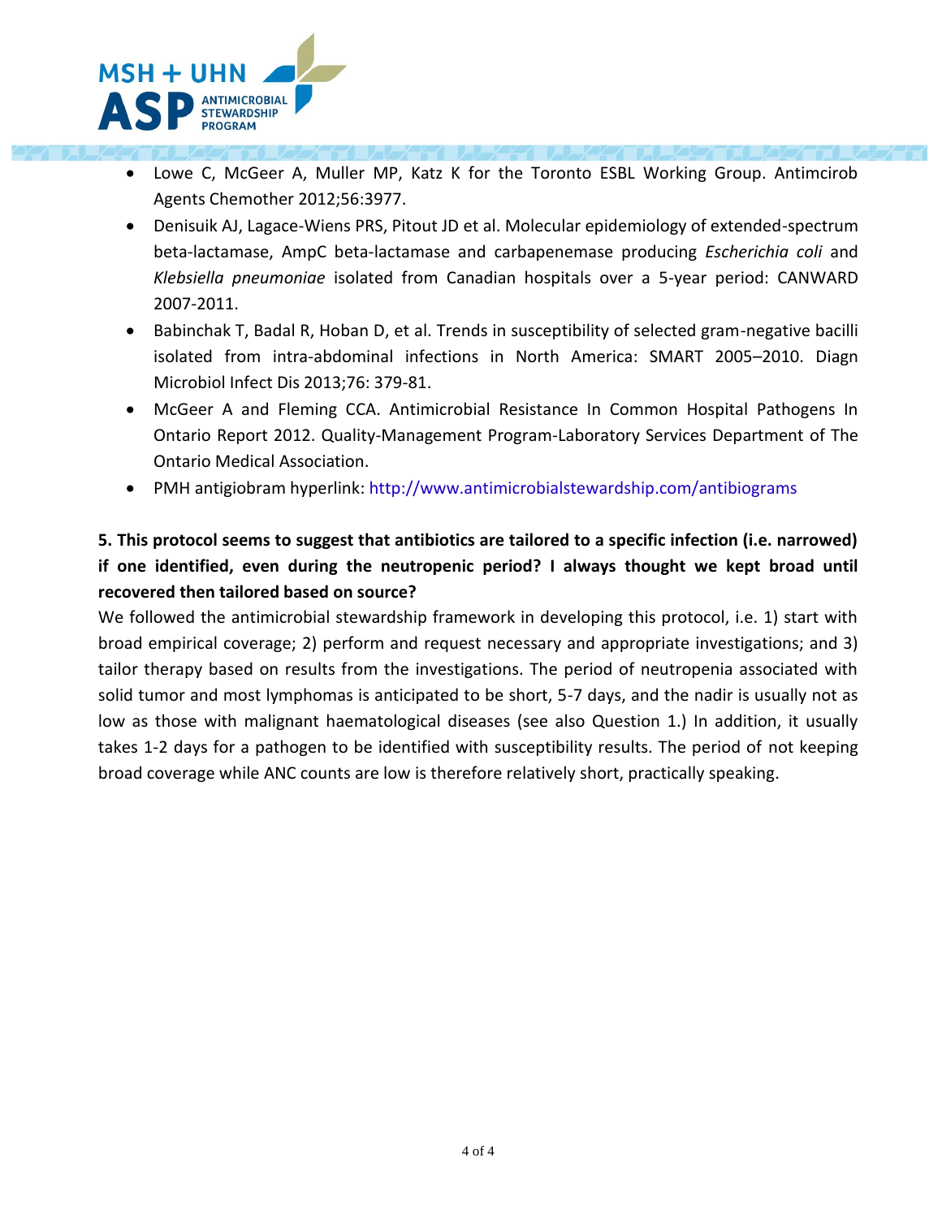- Lowe C, McGeer A, Muller MP, Katz K for the Toronto ESBL Working Group. Antimcirob Agents Chemother 2012;56:3977.
- Denisuik AJ, Lagace-Wiens PRS, Pitout JD et al. Molecular epidemiology of extended-spectrum beta-lactamase, AmpC beta-lactamase and carbapenemase producing *Escherichia coli* and *Klebsiella pneumoniae* isolated from Canadian hospitals over a 5-year period: CANWARD 2007-2011.
- Babinchak T, Badal R, Hoban D, et al. Trends in susceptibility of selected gram-negative bacilli isolated from intra-abdominal infections in North America: SMART 2005–2010. Diagn Microbiol Infect Dis 2013;76: 379-81.
- McGeer A and Fleming CCA. Antimicrobial Resistance In Common Hospital Pathogens In Ontario Report 2012. Quality-Management Program-Laboratory Services Department of The Ontario Medical Association.
- PMH antigiobram hyperlink: http://www.antimicrobialstewardship.com/antibiograms

**5. This protocol seems to suggest that antibiotics are tailored to a specific infection (i.e. narrowed) if one identified, even during the neutropenic period? I always thought we kept broad until recovered then tailored based on source?**

We followed the antimicrobial stewardship framework in developing this protocol, i.e. 1) start with broad empirical coverage; 2) perform and request necessary and appropriate investigations; and 3) tailor therapy based on results from the investigations. The period of neutropenia associated with solid tumor and most lymphomas is anticipated to be short, 5-7 days, and the nadir is usually not as low as those with malignant haematological diseases (see also Question 1.) In addition, it usually takes 1-2 days for a pathogen to be identified with susceptibility results. The period of not keeping broad coverage while ANC counts are low is therefore relatively short, practically speaking.